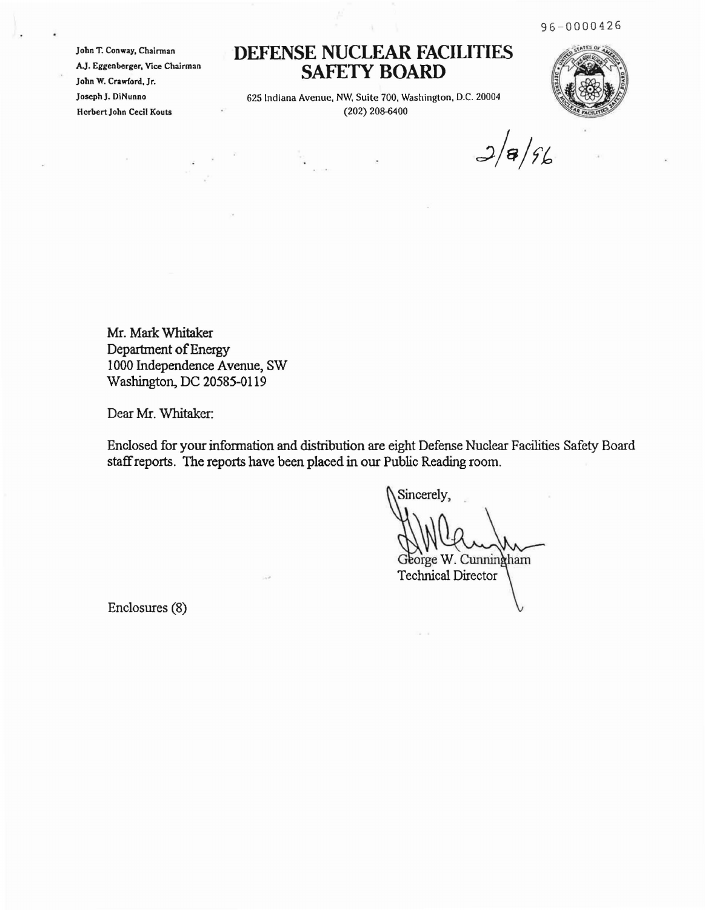96-0000426

John T. Conway, Chairman
A.J. Eggenberger, Vice Chairman
John W. Crawford, Jr.
Joseph J. DiNunno
Herbert John Cecil Kouts

# DEFENSE NUCLEAR FACILITIES SAFETY BOARD

625 Indiana Avenue, NW, Suite 700, Washington, D.C. 20004
(202) 208-6400

2/8/96

Mr. Mark Whitaker
Department of Energy
1000 Independence Avenue, SW
Washington, DC 20585-0119

Dear Mr. Whitaker:

Enclosed for your information and distribution are eight Defense Nuclear Facilities Safety Board staff reports. The reports have been placed in our Public Reading room.

Sincerely,

George W. Cunningham
Technical Director

Enclosures (8)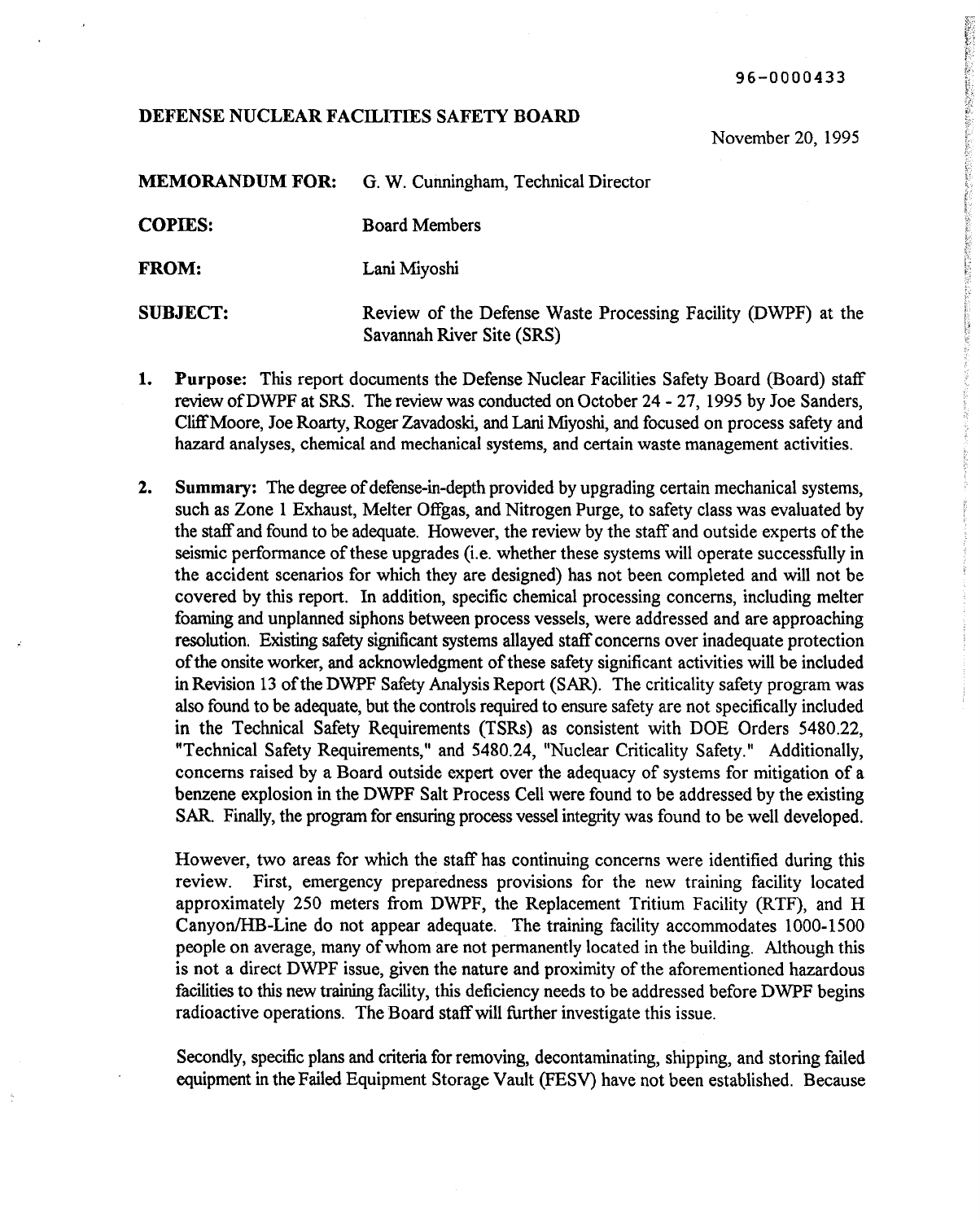96-0000433

**DEFENSE NUCLEAR FACILITIES SAFETY BOARD**

November 20, 1995

**MEMORANDUM FOR:** G. W. Cunningham, Technical Director

**COPIES:** Board Members

**FROM:** Lani Miyoshi

**SUBJECT:** Review of the Defense Waste Processing Facility (DWPF) at the Savannah River Site (SRS)

1. **Purpose:** This report documents the Defense Nuclear Facilities Safety Board (Board) staff review of DWPF at SRS. The review was conducted on October 24 - 27, 1995 by Joe Sanders, Cliff Moore, Joe Roarty, Roger Zavadoski, and Lani Miyoshi, and focused on process safety and hazard analyses, chemical and mechanical systems, and certain waste management activities.

2. **Summary:** The degree of defense-in-depth provided by upgrading certain mechanical systems, such as Zone 1 Exhaust, Melter Offgas, and Nitrogen Purge, to safety class was evaluated by the staff and found to be adequate. However, the review by the staff and outside experts of the seismic performance of these upgrades (i.e. whether these systems will operate successfully in the accident scenarios for which they are designed) has not been completed and will not be covered by this report. In addition, specific chemical processing concerns, including melter foaming and unplanned siphons between process vessels, were addressed and are approaching resolution. Existing safety significant systems allayed staff concerns over inadequate protection of the onsite worker, and acknowledgment of these safety significant activities will be included in Revision 13 of the DWPF Safety Analysis Report (SAR). The criticality safety program was also found to be adequate, but the controls required to ensure safety are not specifically included in the Technical Safety Requirements (TSRs) as consistent with DOE Orders 5480.22, "Technical Safety Requirements," and 5480.24, "Nuclear Criticality Safety." Additionally, concerns raised by a Board outside expert over the adequacy of systems for mitigation of a benzene explosion in the DWPF Salt Process Cell were found to be addressed by the existing SAR. Finally, the program for ensuring process vessel integrity was found to be well developed.

   However, two areas for which the staff has continuing concerns were identified during this review. First, emergency preparedness provisions for the new training facility located approximately 250 meters from DWPF, the Replacement Tritium Facility (RTF), and H Canyon/HB-Line do not appear adequate. The training facility accommodates 1000-1500 people on average, many of whom are not permanently located in the building. Although this is not a direct DWPF issue, given the nature and proximity of the aforementioned hazardous facilities to this new training facility, this deficiency needs to be addressed before DWPF begins radioactive operations. The Board staff will further investigate this issue.

   Secondly, specific plans and criteria for removing, decontaminating, shipping, and storing failed equipment in the Failed Equipment Storage Vault (FESV) have not been established. Because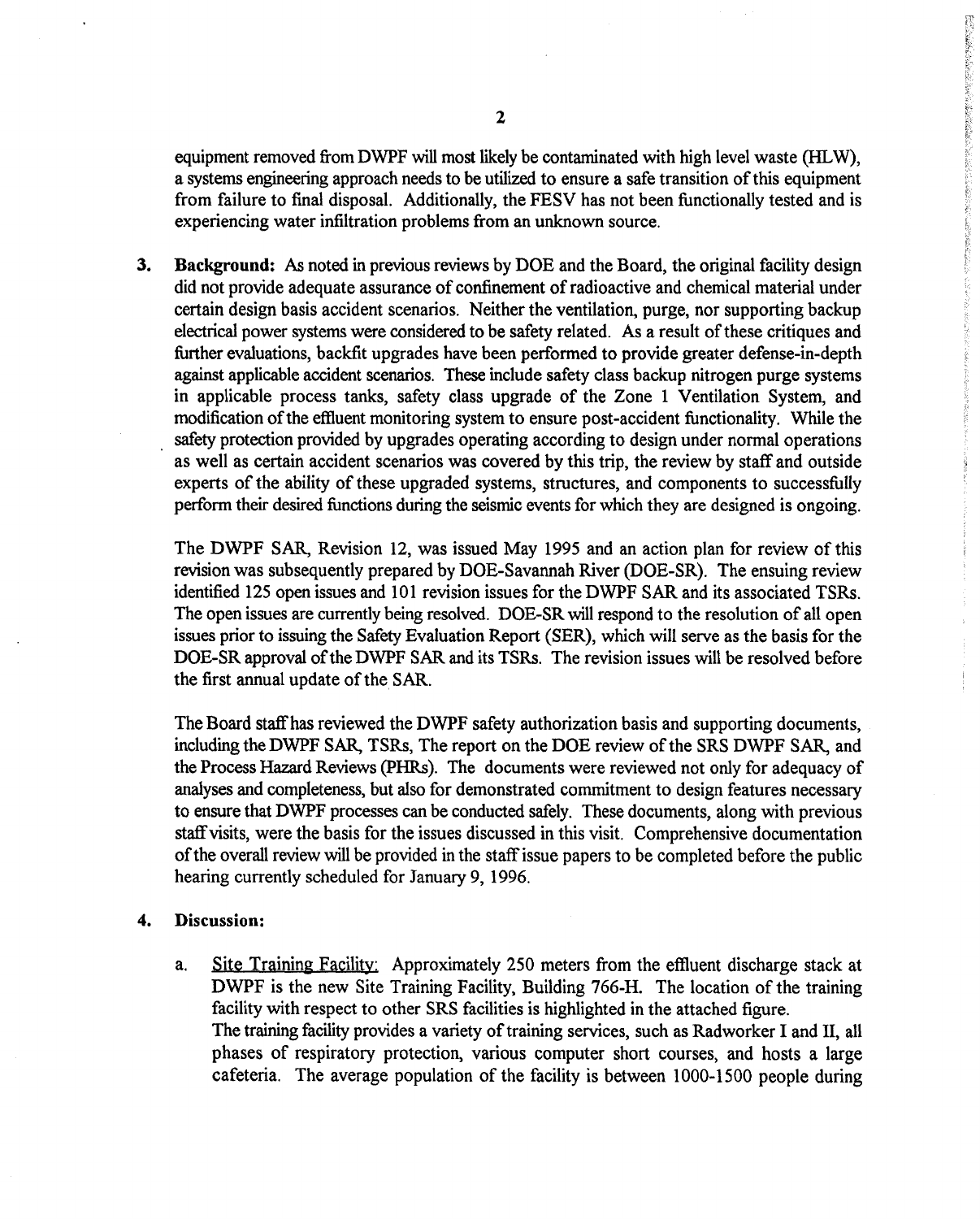equipment removed from DWPF will most likely be contaminated with high level waste (HLW), a systems engineering approach needs to be utilized to ensure a safe transition of this equipment from failure to final disposal. Additionally, the FESV has not been functionally tested and is experiencing water infiltration problems from an unknown source.

3. **Background:** As noted in previous reviews by DOE and the Board, the original facility design did not provide adequate assurance of confinement of radioactive and chemical material under certain design basis accident scenarios. Neither the ventilation, purge, nor supporting backup electrical power systems were considered to be safety related. As a result of these critiques and further evaluations, backfit upgrades have been performed to provide greater defense-in-depth against applicable accident scenarios. These include safety class backup nitrogen purge systems in applicable process tanks, safety class upgrade of the Zone 1 Ventilation System, and modification of the effluent monitoring system to ensure post-accident functionality. While the safety protection provided by upgrades operating according to design under normal operations as well as certain accident scenarios was covered by this trip, the review by staff and outside experts of the ability of these upgraded systems, structures, and components to successfully perform their desired functions during the seismic events for which they are designed is ongoing.

   The DWPF SAR, Revision 12, was issued May 1995 and an action plan for review of this revision was subsequently prepared by DOE-Savannah River (DOE-SR). The ensuing review identified 125 open issues and 101 revision issues for the DWPF SAR and its associated TSRs. The open issues are currently being resolved. DOE-SR will respond to the resolution of all open issues prior to issuing the Safety Evaluation Report (SER), which will serve as the basis for the DOE-SR approval of the DWPF SAR and its TSRs. The revision issues will be resolved before the first annual update of the SAR.

   The Board staff has reviewed the DWPF safety authorization basis and supporting documents, including the DWPF SAR, TSRs, The report on the DOE review of the SRS DWPF SAR, and the Process Hazard Reviews (PHRs). The documents were reviewed not only for adequacy of analyses and completeness, but also for demonstrated commitment to design features necessary to ensure that DWPF processes can be conducted safely. These documents, along with previous staff visits, were the basis for the issues discussed in this visit. Comprehensive documentation of the overall review will be provided in the staff issue papers to be completed before the public hearing currently scheduled for January 9, 1996.

4. **Discussion:**

   a. Site Training Facility: Approximately 250 meters from the effluent discharge stack at DWPF is the new Site Training Facility, Building 766-H. The location of the training facility with respect to other SRS facilities is highlighted in the attached figure.
   The training facility provides a variety of training services, such as Radworker I and II, all phases of respiratory protection, various computer short courses, and hosts a large cafeteria. The average population of the facility is between 1000-1500 people during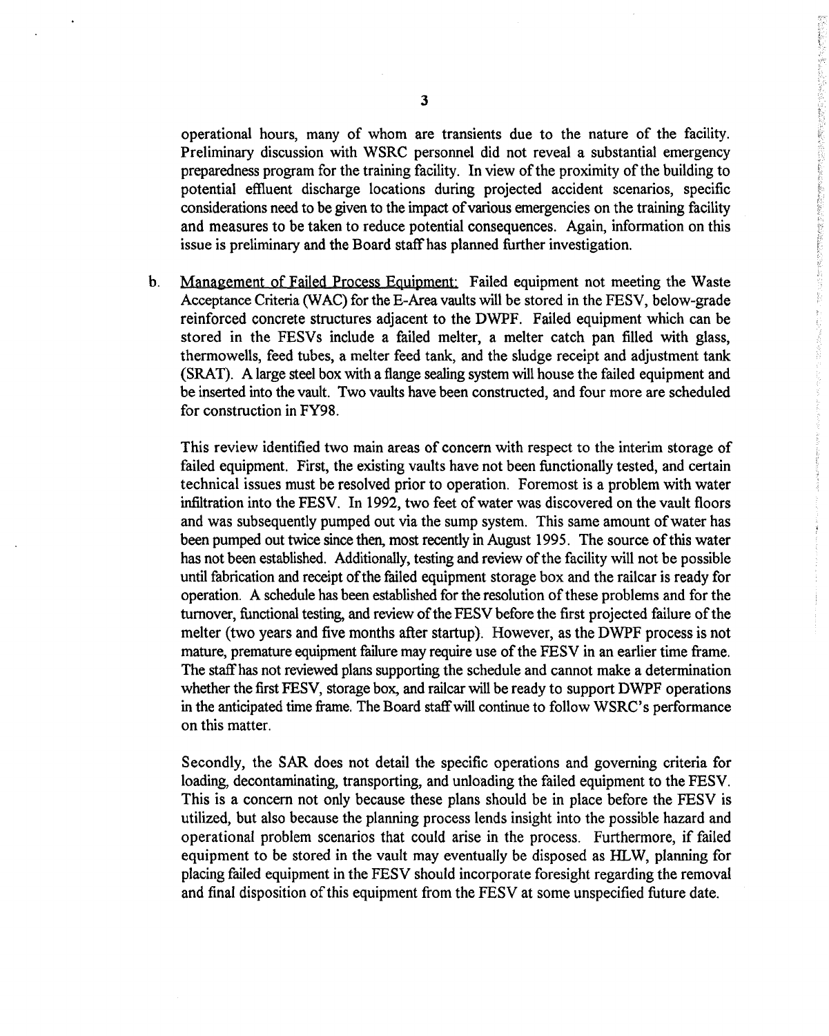operational hours, many of whom are transients due to the nature of the facility. Preliminary discussion with WSRC personnel did not reveal a substantial emergency preparedness program for the training facility. In view of the proximity of the building to potential effluent discharge locations during projected accident scenarios, specific considerations need to be given to the impact of various emergencies on the training facility and measures to be taken to reduce potential consequences. Again, information on this issue is preliminary and the Board staff has planned further investigation.

b. Management of Failed Process Equipment: Failed equipment not meeting the Waste Acceptance Criteria (WAC) for the E-Area vaults will be stored in the FESV, below-grade reinforced concrete structures adjacent to the DWPF. Failed equipment which can be stored in the FESVs include a failed melter, a melter catch pan filled with glass, thermowells, feed tubes, a melter feed tank, and the sludge receipt and adjustment tank (SRAT). A large steel box with a flange sealing system will house the failed equipment and be inserted into the vault. Two vaults have been constructed, and four more are scheduled for construction in FY98.

This review identified two main areas of concern with respect to the interim storage of failed equipment. First, the existing vaults have not been functionally tested, and certain technical issues must be resolved prior to operation. Foremost is a problem with water infiltration into the FESV. In 1992, two feet of water was discovered on the vault floors and was subsequently pumped out via the sump system. This same amount of water has been pumped out twice since then, most recently in August 1995. The source of this water has not been established. Additionally, testing and review of the facility will not be possible until fabrication and receipt of the failed equipment storage box and the railcar is ready for operation. A schedule has been established for the resolution of these problems and for the turnover, functional testing, and review of the FESV before the first projected failure of the melter (two years and five months after startup). However, as the DWPF process is not mature, premature equipment failure may require use of the FESV in an earlier time frame. The staff has not reviewed plans supporting the schedule and cannot make a determination whether the first FESV, storage box, and railcar will be ready to support DWPF operations in the anticipated time frame. The Board staff will continue to follow WSRC's performance on this matter.

Secondly, the SAR does not detail the specific operations and governing criteria for loading, decontaminating, transporting, and unloading the failed equipment to the FESV. This is a concern not only because these plans should be in place before the FESV is utilized, but also because the planning process lends insight into the possible hazard and operational problem scenarios that could arise in the process. Furthermore, if failed equipment to be stored in the vault may eventually be disposed as HLW, planning for placing failed equipment in the FESV should incorporate foresight regarding the removal and final disposition of this equipment from the FESV at some unspecified future date.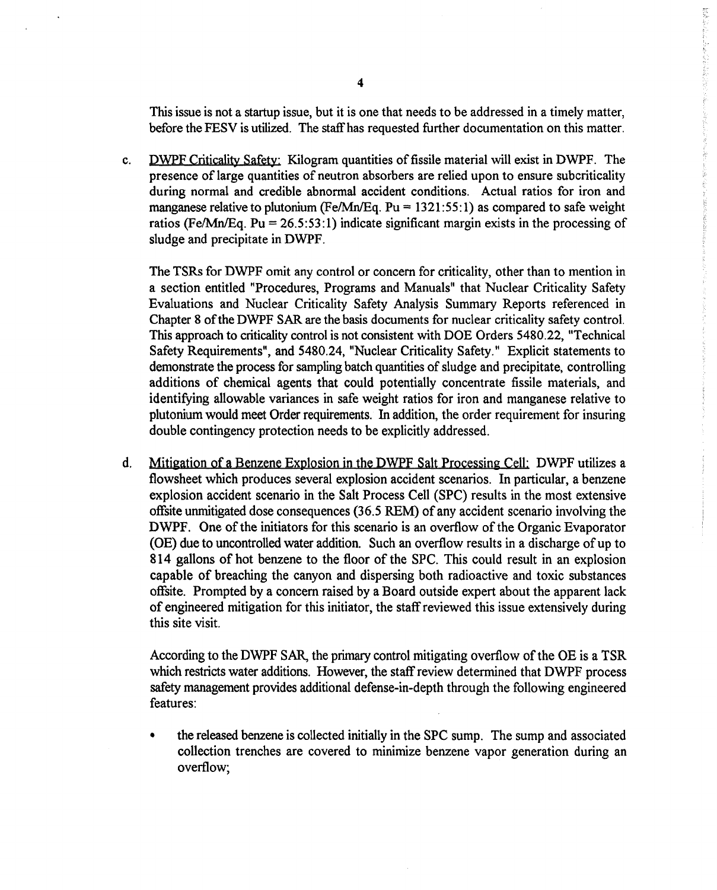This issue is not a startup issue, but it is one that needs to be addressed in a timely matter, before the FESV is utilized. The staff has requested further documentation on this matter.

c. DWPF Criticality Safety: Kilogram quantities of fissile material will exist in DWPF. The presence of large quantities of neutron absorbers are relied upon to ensure subcriticality during normal and credible abnormal accident conditions. Actual ratios for iron and manganese relative to plutonium (Fe/Mn/Eq. Pu = 1321:55:1) as compared to safe weight ratios (Fe/Mn/Eq. Pu = 26.5:53:1) indicate significant margin exists in the processing of sludge and precipitate in DWPF.

   The TSRs for DWPF omit any control or concern for criticality, other than to mention in a section entitled "Procedures, Programs and Manuals" that Nuclear Criticality Safety Evaluations and Nuclear Criticality Safety Analysis Summary Reports referenced in Chapter 8 of the DWPF SAR are the basis documents for nuclear criticality safety control. This approach to criticality control is not consistent with DOE Orders 5480.22, "Technical Safety Requirements", and 5480.24, "Nuclear Criticality Safety." Explicit statements to demonstrate the process for sampling batch quantities of sludge and precipitate, controlling additions of chemical agents that could potentially concentrate fissile materials, and identifying allowable variances in safe weight ratios for iron and manganese relative to plutonium would meet Order requirements. In addition, the order requirement for insuring double contingency protection needs to be explicitly addressed.

d. Mitigation of a Benzene Explosion in the DWPF Salt Processing Cell: DWPF utilizes a flowsheet which produces several explosion accident scenarios. In particular, a benzene explosion accident scenario in the Salt Process Cell (SPC) results in the most extensive offsite unmitigated dose consequences (36.5 REM) of any accident scenario involving the DWPF. One of the initiators for this scenario is an overflow of the Organic Evaporator (OE) due to uncontrolled water addition. Such an overflow results in a discharge of up to 814 gallons of hot benzene to the floor of the SPC. This could result in an explosion capable of breaching the canyon and dispersing both radioactive and toxic substances offsite. Prompted by a concern raised by a Board outside expert about the apparent lack of engineered mitigation for this initiator, the staff reviewed this issue extensively during this site visit.

   According to the DWPF SAR, the primary control mitigating overflow of the OE is a TSR which restricts water additions. However, the staff review determined that DWPF process safety management provides additional defense-in-depth through the following engineered features:

   - the released benzene is collected initially in the SPC sump. The sump and associated collection trenches are covered to minimize benzene vapor generation during an overflow;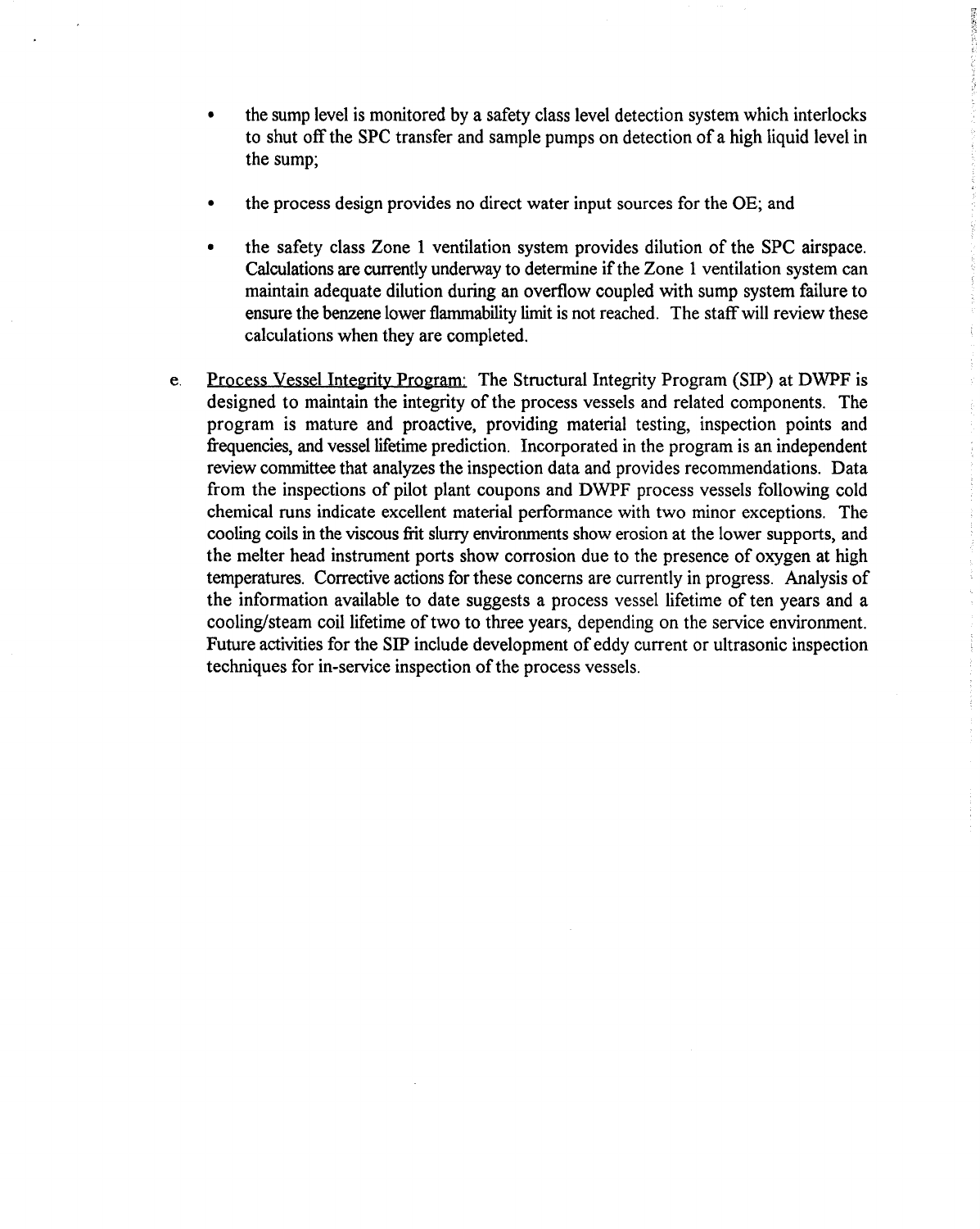- the sump level is monitored by a safety class level detection system which interlocks to shut off the SPC transfer and sample pumps on detection of a high liquid level in the sump;

- the process design provides no direct water input sources for the OE; and

- the safety class Zone 1 ventilation system provides dilution of the SPC airspace. Calculations are currently underway to determine if the Zone 1 ventilation system can maintain adequate dilution during an overflow coupled with sump system failure to ensure the benzene lower flammability limit is not reached. The staff will review these calculations when they are completed.

e. Process Vessel Integrity Program: The Structural Integrity Program (SIP) at DWPF is designed to maintain the integrity of the process vessels and related components. The program is mature and proactive, providing material testing, inspection points and frequencies, and vessel lifetime prediction. Incorporated in the program is an independent review committee that analyzes the inspection data and provides recommendations. Data from the inspections of pilot plant coupons and DWPF process vessels following cold chemical runs indicate excellent material performance with two minor exceptions. The cooling coils in the viscous frit slurry environments show erosion at the lower supports, and the melter head instrument ports show corrosion due to the presence of oxygen at high temperatures. Corrective actions for these concerns are currently in progress. Analysis of the information available to date suggests a process vessel lifetime of ten years and a cooling/steam coil lifetime of two to three years, depending on the service environment. Future activities for the SIP include development of eddy current or ultrasonic inspection techniques for in-service inspection of the process vessels.